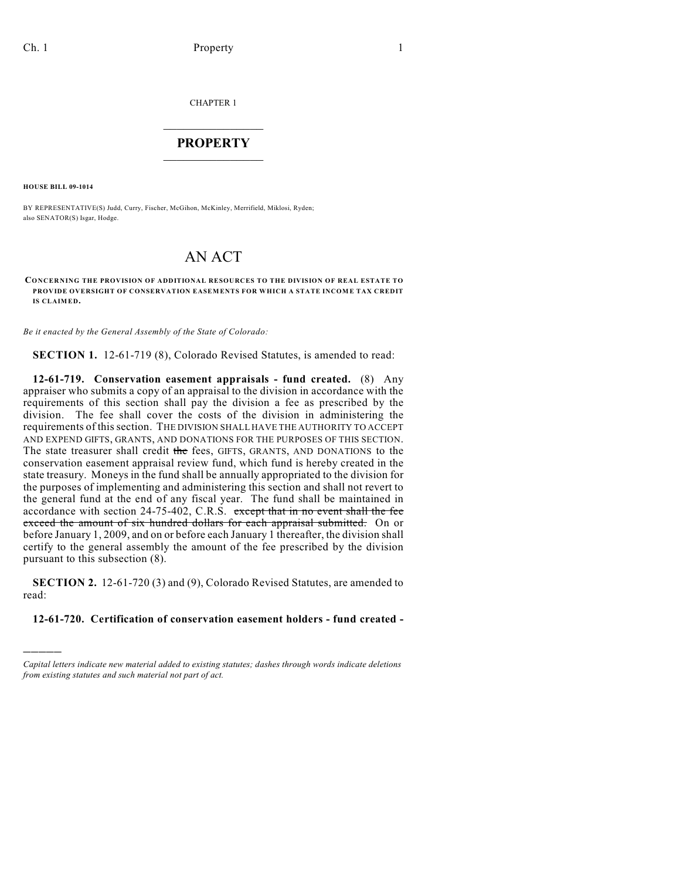CHAPTER 1

# PROPERTY

**HOUSE BILL 09-1014**

BY REPRESENTATIVE(S) Judd, Curry, Fischer, McGihon, McKinley, Merrifield, Miklosi, Ryden; also SENATOR(S) Isgar, Hodge.

# AN ACT

**CONCERNING THE PROVISION OF ADDITIONAL RESOURCES TO THE DIVISION OF REAL ESTATE TO PROVIDE OVERSIGHT OF CONSERVATION EASEMENTS FOR WHICH A STATE INCOME TAX CREDIT IS CLAIMED.**

*Be it enacted by the General Assembly of the State of Colorado:*

**SECTION 1.** 12-61-719 (8), Colorado Revised Statutes, is amended to read:

**12-61-719. Conservation easement appraisals - fund created.** (8) Any appraiser who submits a copy of an appraisal to the division in accordance with the requirements of this section shall pay the division a fee as prescribed by the division. The fee shall cover the costs of the division in administering the requirements of this section. THE DIVISION SHALL HAVE THE AUTHORITY TO ACCEPT AND EXPEND GIFTS, GRANTS, AND DONATIONS FOR THE PURPOSES OF THIS SECTION. The state treasurer shall credit ~~the~~ fees, GIFTS, GRANTS, AND DONATIONS to the conservation easement appraisal review fund, which fund is hereby created in the state treasury. Moneys in the fund shall be annually appropriated to the division for the purposes of implementing and administering this section and shall not revert to the general fund at the end of any fiscal year. The fund shall be maintained in accordance with section 24-75-402, C.R.S. ~~except that in no event shall the fee exceed the amount of six hundred dollars for each appraisal submitted.~~ On or before January 1, 2009, and on or before each January 1 thereafter, the division shall certify to the general assembly the amount of the fee prescribed by the division pursuant to this subsection (8).

**SECTION 2.** 12-61-720 (3) and (9), Colorado Revised Statutes, are amended to read:

**12-61-720. Certification of conservation easement holders - fund created -**

---

*Capital letters indicate new material added to existing statutes; dashes through words indicate deletions from existing statutes and such material not part of act.*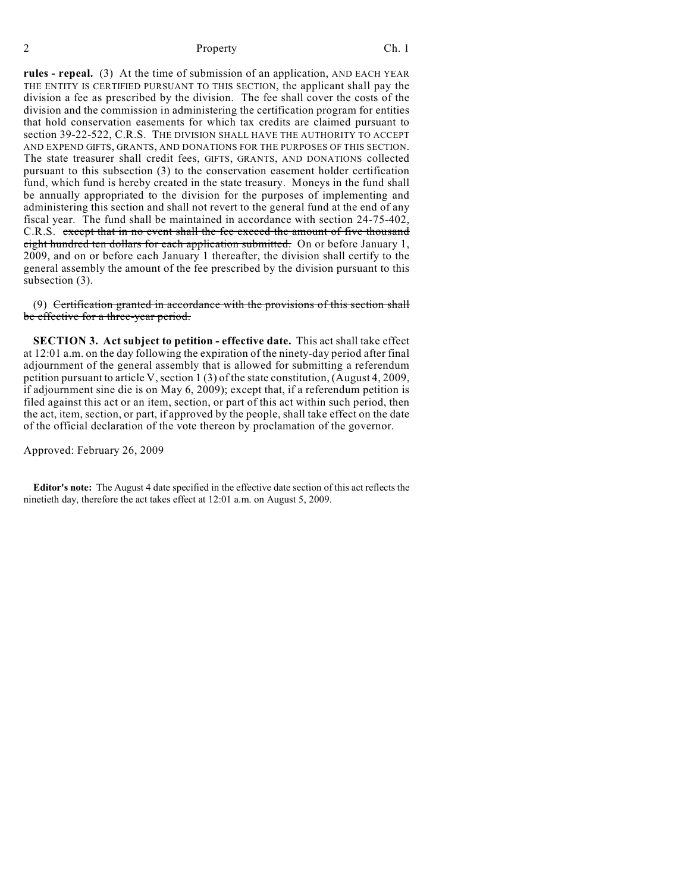**rules - repeal.** (3) At the time of submission of an application, AND EACH YEAR THE ENTITY IS CERTIFIED PURSUANT TO THIS SECTION, the applicant shall pay the division a fee as prescribed by the division. The fee shall cover the costs of the division and the commission in administering the certification program for entities that hold conservation easements for which tax credits are claimed pursuant to section 39-22-522, C.R.S. THE DIVISION SHALL HAVE THE AUTHORITY TO ACCEPT AND EXPEND GIFTS, GRANTS, AND DONATIONS FOR THE PURPOSES OF THIS SECTION. The state treasurer shall credit fees, GIFTS, GRANTS, AND DONATIONS collected pursuant to this subsection (3) to the conservation easement holder certification fund, which fund is hereby created in the state treasury. Moneys in the fund shall be annually appropriated to the division for the purposes of implementing and administering this section and shall not revert to the general fund at the end of any fiscal year. The fund shall be maintained in accordance with section 24-75-402, C.R.S. ~~except that in no event shall the fee exceed the amount of five thousand eight hundred ten dollars for each application submitted.~~ On or before January 1, 2009, and on or before each January 1 thereafter, the division shall certify to the general assembly the amount of the fee prescribed by the division pursuant to this subsection (3).

(9) ~~Certification granted in accordance with the provisions of this section shall be effective for a three-year period.~~

**SECTION 3. Act subject to petition - effective date.** This act shall take effect at 12:01 a.m. on the day following the expiration of the ninety-day period after final adjournment of the general assembly that is allowed for submitting a referendum petition pursuant to article V, section 1 (3) of the state constitution, (August 4, 2009, if adjournment sine die is on May 6, 2009); except that, if a referendum petition is filed against this act or an item, section, or part of this act within such period, then the act, item, section, or part, if approved by the people, shall take effect on the date of the official declaration of the vote thereon by proclamation of the governor.

Approved: February 26, 2009

**Editor's note:** The August 4 date specified in the effective date section of this act reflects the ninetieth day, therefore the act takes effect at 12:01 a.m. on August 5, 2009.